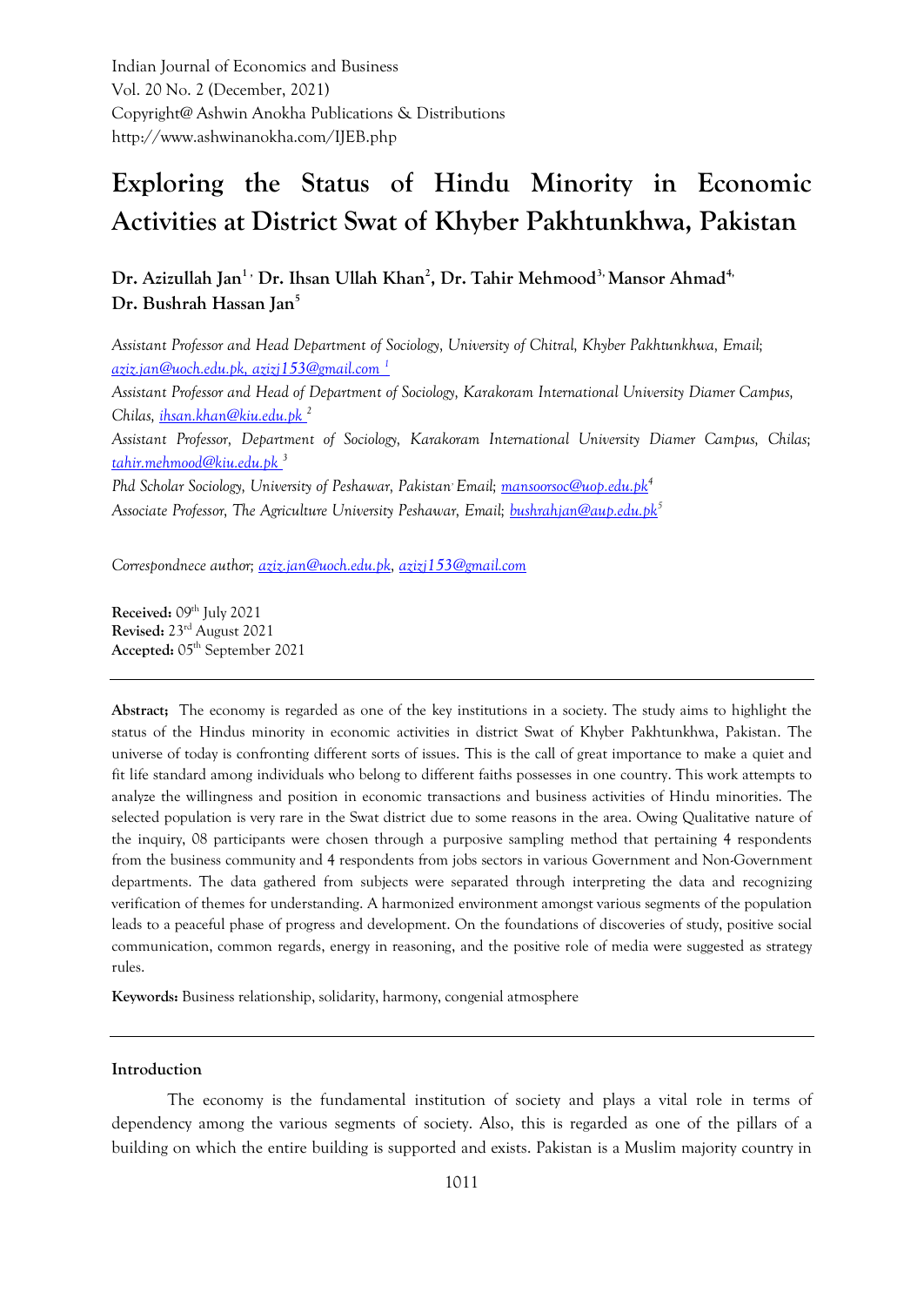Indian Journal of Economics and Business
Vol. 20 No. 2 (December, 2021)
Copyright@ Ashwin Anokha Publications & Distributions
http://www.ashwinanokha.com/IJEB.php

# Exploring the Status of Hindu Minority in Economic Activities at District Swat of Khyber Pakhtunkhwa, Pakistan

**Dr. Azizullah Jan[1], Dr. Ihsan Ullah Khan[2], Dr. Tahir Mehmood[3], Mansor Ahmad[4], Dr. Bushrah Hassan Jan[5]**

*Assistant Professor and Head Department of Sociology, University of Chitral, Khyber Pakhtunkhwa, Email; aziz.jan@uoch.edu.pk, azizj153@gmail.com [1]*

*Assistant Professor and Head of Department of Sociology, Karakoram International University Diamer Campus, Chilas, ihsan.khan@kiu.edu.pk [2]*

*Assistant Professor, Department of Sociology, Karakoram International University Diamer Campus, Chilas; tahir.mehmood@kiu.edu.pk [3]*

*Phd Scholar Sociology, University of Peshawar, Pakistan Email; mansoorsoc@uop.edu.pk[4]*

*Associate Professor, The Agriculture University Peshawar, Email; bushrahjan@aup.edu.pk[5]*

*Correspondnece author; aziz.jan@uoch.edu.pk, azizj153@gmail.com*

**Received:** 09th July 2021
**Revised:** 23rd August 2021
**Accepted:** 05th September 2021

---

**Abstract;** The economy is regarded as one of the key institutions in a society. The study aims to highlight the status of the Hindus minority in economic activities in district Swat of Khyber Pakhtunkhwa, Pakistan. The universe of today is confronting different sorts of issues. This is the call of great importance to make a quiet and fit life standard among individuals who belong to different faiths possesses in one country. This work attempts to analyze the willingness and position in economic transactions and business activities of Hindu minorities. The selected population is very rare in the Swat district due to some reasons in the area. Owing Qualitative nature of the inquiry, 08 participants were chosen through a purposive sampling method that pertaining 4 respondents from the business community and 4 respondents from jobs sectors in various Government and Non-Government departments. The data gathered from subjects were separated through interpreting the data and recognizing verification of themes for understanding. A harmonized environment amongst various segments of the population leads to a peaceful phase of progress and development. On the foundations of discoveries of study, positive social communication, common regards, energy in reasoning, and the positive role of media were suggested as strategy rules.

**Keywords:** Business relationship, solidarity, harmony, congenial atmosphere

---

## Introduction

The economy is the fundamental institution of society and plays a vital role in terms of dependency among the various segments of society. Also, this is regarded as one of the pillars of a building on which the entire building is supported and exists. Pakistan is a Muslim majority country in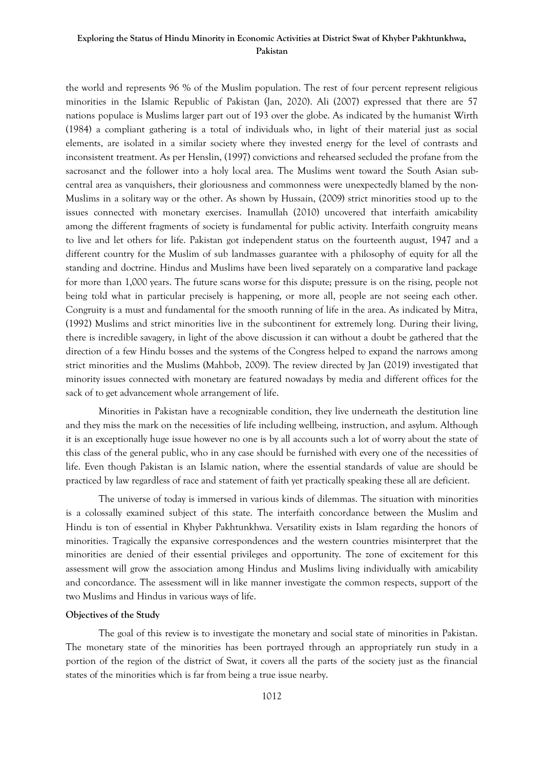the world and represents 96 % of the Muslim population. The rest of four percent represent religious minorities in the Islamic Republic of Pakistan (Jan, 2020). Ali (2007) expressed that there are 57 nations populace is Muslims larger part out of 193 over the globe. As indicated by the humanist Wirth (1984) a compliant gathering is a total of individuals who, in light of their material just as social elements, are isolated in a similar society where they invested energy for the level of contrasts and inconsistent treatment. As per Henslin, (1997) convictions and rehearsed secluded the profane from the sacrosanct and the follower into a holy local area. The Muslims went toward the South Asian sub-central area as vanquishers, their gloriousness and commonness were unexpectedly blamed by the non-Muslims in a solitary way or the other. As shown by Hussain, (2009) strict minorities stood up to the issues connected with monetary exercises. Inamullah (2010) uncovered that interfaith amicability among the different fragments of society is fundamental for public activity. Interfaith congruity means to live and let others for life. Pakistan got independent status on the fourteenth august, 1947 and a different country for the Muslim of sub landmasses guarantee with a philosophy of equity for all the standing and doctrine. Hindus and Muslims have been lived separately on a comparative land package for more than 1,000 years. The future scans worse for this dispute; pressure is on the rising, people not being told what in particular precisely is happening, or more all, people are not seeing each other. Congruity is a must and fundamental for the smooth running of life in the area. As indicated by Mitra, (1992) Muslims and strict minorities live in the subcontinent for extremely long. During their living, there is incredible savagery, in light of the above discussion it can without a doubt be gathered that the direction of a few Hindu bosses and the systems of the Congress helped to expand the narrows among strict minorities and the Muslims (Mahbob, 2009). The review directed by Jan (2019) investigated that minority issues connected with monetary are featured nowadays by media and different offices for the sack of to get advancement whole arrangement of life.

Minorities in Pakistan have a recognizable condition, they live underneath the destitution line and they miss the mark on the necessities of life including wellbeing, instruction, and asylum. Although it is an exceptionally huge issue however no one is by all accounts such a lot of worry about the state of this class of the general public, who in any case should be furnished with every one of the necessities of life. Even though Pakistan is an Islamic nation, where the essential standards of value are should be practiced by law regardless of race and statement of faith yet practically speaking these all are deficient.

The universe of today is immersed in various kinds of dilemmas. The situation with minorities is a colossally examined subject of this state. The interfaith concordance between the Muslim and Hindu is ton of essential in Khyber Pakhtunkhwa. Versatility exists in Islam regarding the honors of minorities. Tragically the expansive correspondences and the western countries misinterpret that the minorities are denied of their essential privileges and opportunity. The zone of excitement for this assessment will grow the association among Hindus and Muslims living individually with amicability and concordance. The assessment will in like manner investigate the common respects, support of the two Muslims and Hindus in various ways of life.

**Objectives of the Study**

The goal of this review is to investigate the monetary and social state of minorities in Pakistan. The monetary state of the minorities has been portrayed through an appropriately run study in a portion of the region of the district of Swat, it covers all the parts of the society just as the financial states of the minorities which is far from being a true issue nearby.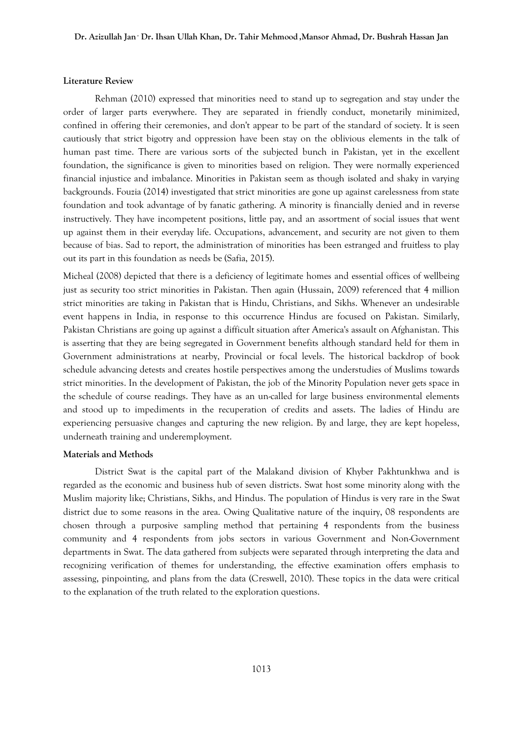**Literature Review**

Rehman (2010) expressed that minorities need to stand up to segregation and stay under the order of larger parts everywhere. They are separated in friendly conduct, monetarily minimized, confined in offering their ceremonies, and don't appear to be part of the standard of society. It is seen cautiously that strict bigotry and oppression have been stay on the oblivious elements in the talk of human past time. There are various sorts of the subjected bunch in Pakistan, yet in the excellent foundation, the significance is given to minorities based on religion. They were normally experienced financial injustice and imbalance. Minorities in Pakistan seem as though isolated and shaky in varying backgrounds. Fouzia (2014) investigated that strict minorities are gone up against carelessness from state foundation and took advantage of by fanatic gathering. A minority is financially denied and in reverse instructively. They have incompetent positions, little pay, and an assortment of social issues that went up against them in their everyday life. Occupations, advancement, and security are not given to them because of bias. Sad to report, the administration of minorities has been estranged and fruitless to play out its part in this foundation as needs be (Safia, 2015).

Micheal (2008) depicted that there is a deficiency of legitimate homes and essential offices of wellbeing just as security too strict minorities in Pakistan. Then again (Hussain, 2009) referenced that 4 million strict minorities are taking in Pakistan that is Hindu, Christians, and Sikhs. Whenever an undesirable event happens in India, in response to this occurrence Hindus are focused on Pakistan. Similarly, Pakistan Christians are going up against a difficult situation after America's assault on Afghanistan. This is asserting that they are being segregated in Government benefits although standard held for them in Government administrations at nearby, Provincial or focal levels. The historical backdrop of book schedule advancing detests and creates hostile perspectives among the understudies of Muslims towards strict minorities. In the development of Pakistan, the job of the Minority Population never gets space in the schedule of course readings. They have as an un-called for large business environmental elements and stood up to impediments in the recuperation of credits and assets. The ladies of Hindu are experiencing persuasive changes and capturing the new religion. By and large, they are kept hopeless, underneath training and underemployment.

**Materials and Methods**

District Swat is the capital part of the Malakand division of Khyber Pakhtunkhwa and is regarded as the economic and business hub of seven districts. Swat host some minority along with the Muslim majority like; Christians, Sikhs, and Hindus. The population of Hindus is very rare in the Swat district due to some reasons in the area. Owing Qualitative nature of the inquiry, 08 respondents are chosen through a purposive sampling method that pertaining 4 respondents from the business community and 4 respondents from jobs sectors in various Government and Non-Government departments in Swat. The data gathered from subjects were separated through interpreting the data and recognizing verification of themes for understanding, the effective examination offers emphasis to assessing, pinpointing, and plans from the data (Creswell, 2010). These topics in the data were critical to the explanation of the truth related to the exploration questions.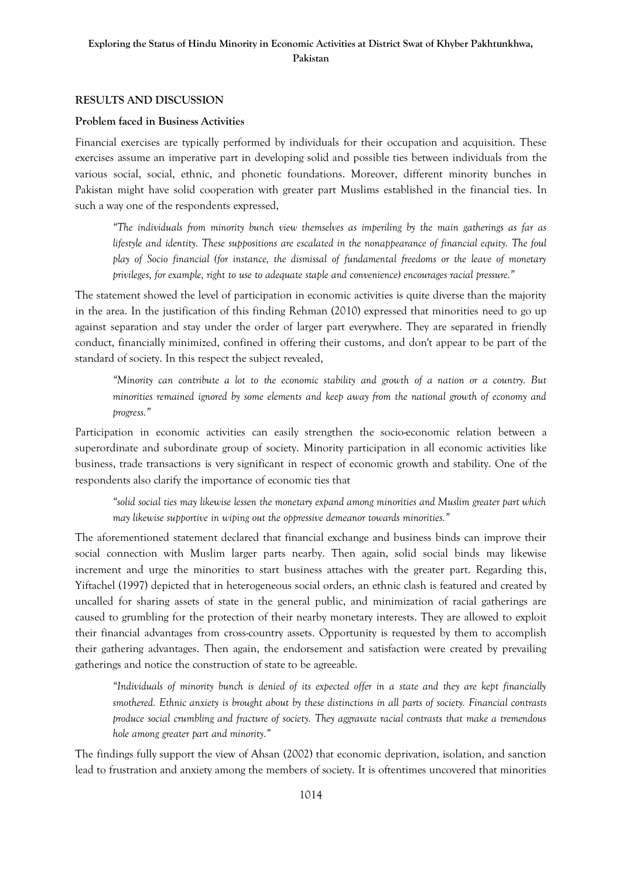## RESULTS AND DISCUSSION

### Problem faced in Business Activities

Financial exercises are typically performed by individuals for their occupation and acquisition. These exercises assume an imperative part in developing solid and possible ties between individuals from the various social, social, ethnic, and phonetic foundations. Moreover, different minority bunches in Pakistan might have solid cooperation with greater part Muslims established in the financial ties. In such a way one of the respondents expressed,

> *"The individuals from minority bunch view themselves as imperiling by the main gatherings as far as lifestyle and identity. These suppositions are escalated in the nonappearance of financial equity. The foul play of Socio financial (for instance, the dismissal of fundamental freedoms or the leave of monetary privileges, for example, right to use to adequate staple and convenience) encourages racial pressure."*

The statement showed the level of participation in economic activities is quite diverse than the majority in the area. In the justification of this finding Rehman (2010) expressed that minorities need to go up against separation and stay under the order of larger part everywhere. They are separated in friendly conduct, financially minimized, confined in offering their customs, and don't appear to be part of the standard of society. In this respect the subject revealed,

> *"Minority can contribute a lot to the economic stability and growth of a nation or a country. But minorities remained ignored by some elements and keep away from the national growth of economy and progress."*

Participation in economic activities can easily strengthen the socio-economic relation between a superordinate and subordinate group of society. Minority participation in all economic activities like business, trade transactions is very significant in respect of economic growth and stability. One of the respondents also clarify the importance of economic ties that

> *"solid social ties may likewise lessen the monetary expand among minorities and Muslim greater part which may likewise supportive in wiping out the oppressive demeanor towards minorities."*

The aforementioned statement declared that financial exchange and business binds can improve their social connection with Muslim larger parts nearby. Then again, solid social binds may likewise increment and urge the minorities to start business attaches with the greater part. Regarding this, Yiftachel (1997) depicted that in heterogeneous social orders, an ethnic clash is featured and created by uncalled for sharing assets of state in the general public, and minimization of racial gatherings are caused to grumbling for the protection of their nearby monetary interests. They are allowed to exploit their financial advantages from cross-country assets. Opportunity is requested by them to accomplish their gathering advantages. Then again, the endorsement and satisfaction were created by prevailing gatherings and notice the construction of state to be agreeable.

> *"Individuals of minority bunch is denied of its expected offer in a state and they are kept financially smothered. Ethnic anxiety is brought about by these distinctions in all parts of society. Financial contrasts produce social crumbling and fracture of society. They aggravate racial contrasts that make a tremendous hole among greater part and minority."*

The findings fully support the view of Ahsan (2002) that economic deprivation, isolation, and sanction lead to frustration and anxiety among the members of society. It is oftentimes uncovered that minorities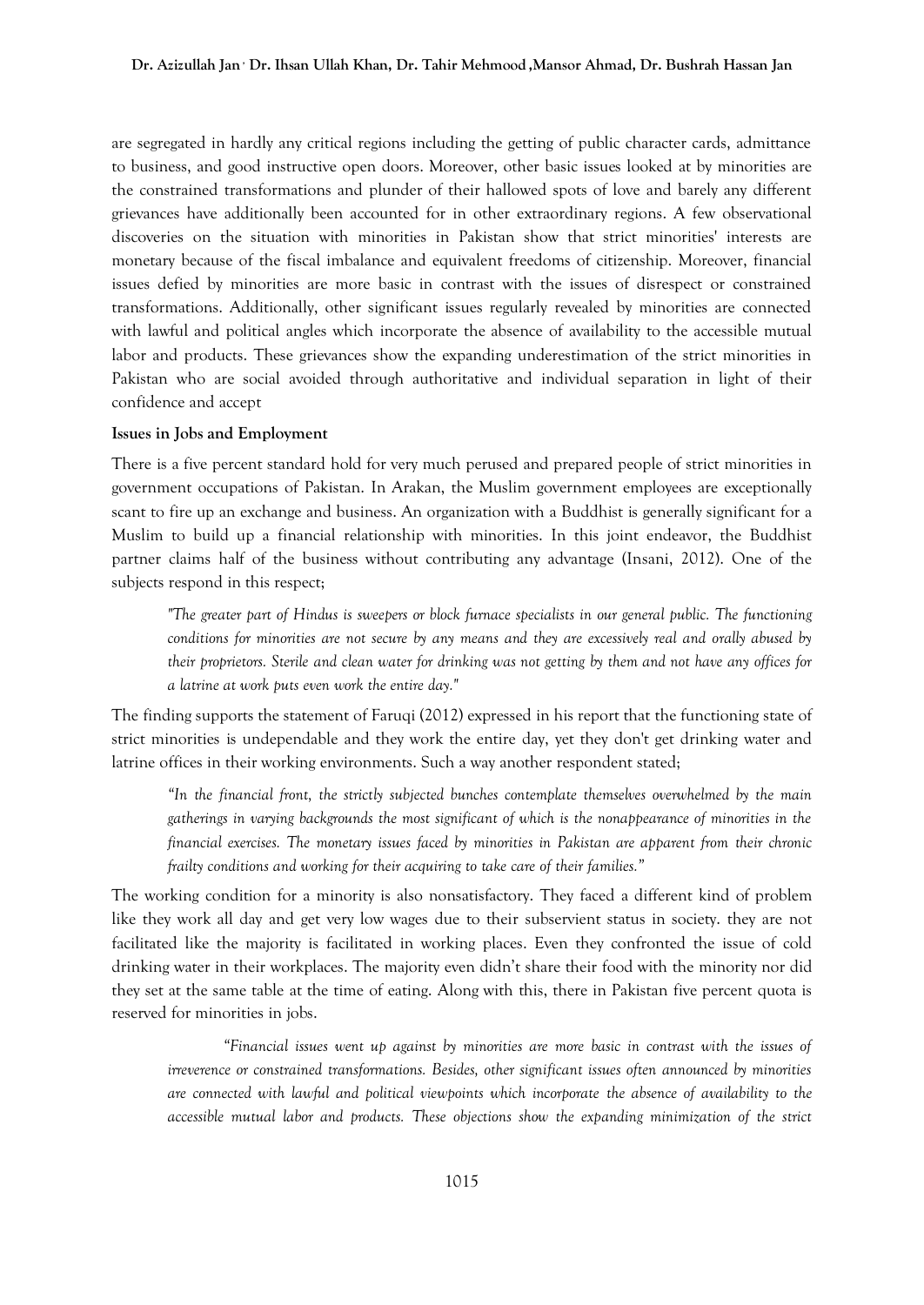are segregated in hardly any critical regions including the getting of public character cards, admittance to business, and good instructive open doors. Moreover, other basic issues looked at by minorities are the constrained transformations and plunder of their hallowed spots of love and barely any different grievances have additionally been accounted for in other extraordinary regions. A few observational discoveries on the situation with minorities in Pakistan show that strict minorities' interests are monetary because of the fiscal imbalance and equivalent freedoms of citizenship. Moreover, financial issues defied by minorities are more basic in contrast with the issues of disrespect or constrained transformations. Additionally, other significant issues regularly revealed by minorities are connected with lawful and political angles which incorporate the absence of availability to the accessible mutual labor and products. These grievances show the expanding underestimation of the strict minorities in Pakistan who are social avoided through authoritative and individual separation in light of their confidence and accept

**Issues in Jobs and Employment**

There is a five percent standard hold for very much perused and prepared people of strict minorities in government occupations of Pakistan. In Arakan, the Muslim government employees are exceptionally scant to fire up an exchange and business. An organization with a Buddhist is generally significant for a Muslim to build up a financial relationship with minorities. In this joint endeavor, the Buddhist partner claims half of the business without contributing any advantage (Insani, 2012). One of the subjects respond in this respect;

> *"The greater part of Hindus is sweepers or block furnace specialists in our general public. The functioning conditions for minorities are not secure by any means and they are excessively real and orally abused by their proprietors. Sterile and clean water for drinking was not getting by them and not have any offices for a latrine at work puts even work the entire day."*

The finding supports the statement of Faruqi (2012) expressed in his report that the functioning state of strict minorities is undependable and they work the entire day, yet they don't get drinking water and latrine offices in their working environments. Such a way another respondent stated;

> *"In the financial front, the strictly subjected bunches contemplate themselves overwhelmed by the main gatherings in varying backgrounds the most significant of which is the nonappearance of minorities in the financial exercises. The monetary issues faced by minorities in Pakistan are apparent from their chronic frailty conditions and working for their acquiring to take care of their families."*

The working condition for a minority is also nonsatisfactory. They faced a different kind of problem like they work all day and get very low wages due to their subservient status in society. they are not facilitated like the majority is facilitated in working places. Even they confronted the issue of cold drinking water in their workplaces. The majority even didn't share their food with the minority nor did they set at the same table at the time of eating. Along with this, there in Pakistan five percent quota is reserved for minorities in jobs.

> *"Financial issues went up against by minorities are more basic in contrast with the issues of irreverence or constrained transformations. Besides, other significant issues often announced by minorities are connected with lawful and political viewpoints which incorporate the absence of availability to the accessible mutual labor and products. These objections show the expanding minimization of the strict*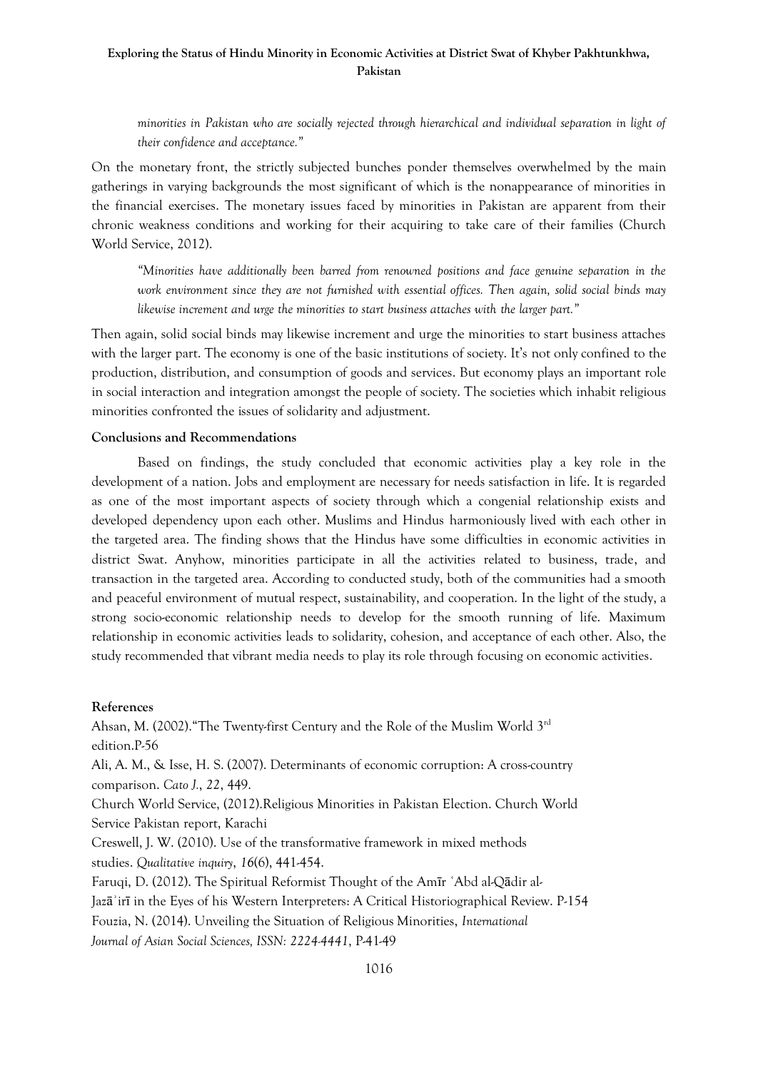> *minorities in Pakistan who are socially rejected through hierarchical and individual separation in light of their confidence and acceptance."*

On the monetary front, the strictly subjected bunches ponder themselves overwhelmed by the main gatherings in varying backgrounds the most significant of which is the nonappearance of minorities in the financial exercises. The monetary issues faced by minorities in Pakistan are apparent from their chronic weakness conditions and working for their acquiring to take care of their families (Church World Service, 2012).

> *"Minorities have additionally been barred from renowned positions and face genuine separation in the work environment since they are not furnished with essential offices. Then again, solid social binds may likewise increment and urge the minorities to start business attaches with the larger part."*

Then again, solid social binds may likewise increment and urge the minorities to start business attaches with the larger part. The economy is one of the basic institutions of society. It's not only confined to the production, distribution, and consumption of goods and services. But economy plays an important role in social interaction and integration amongst the people of society. The societies which inhabit religious minorities confronted the issues of solidarity and adjustment.

## Conclusions and Recommendations

Based on findings, the study concluded that economic activities play a key role in the development of a nation. Jobs and employment are necessary for needs satisfaction in life. It is regarded as one of the most important aspects of society through which a congenial relationship exists and developed dependency upon each other. Muslims and Hindus harmoniously lived with each other in the targeted area. The finding shows that the Hindus have some difficulties in economic activities in district Swat. Anyhow, minorities participate in all the activities related to business, trade, and transaction in the targeted area. According to conducted study, both of the communities had a smooth and peaceful environment of mutual respect, sustainability, and cooperation. In the light of the study, a strong socio-economic relationship needs to develop for the smooth running of life. Maximum relationship in economic activities leads to solidarity, cohesion, and acceptance of each other. Also, the study recommended that vibrant media needs to play its role through focusing on economic activities.

## References

Ahsan, M. (2002)."The Twenty-first Century and the Role of the Muslim World 3rd edition.P-56

Ali, A. M., & Isse, H. S. (2007). Determinants of economic corruption: A cross-country comparison. *Cato J.*, *22*, 449.

Church World Service, (2012).Religious Minorities in Pakistan Election. Church World Service Pakistan report, Karachi

Creswell, J. W. (2010). Use of the transformative framework in mixed methods studies. *Qualitative inquiry*, *16*(6), 441-454.

Faruqi, D. (2012). The Spiritual Reformist Thought of the Amīr ʿAbd al-Qādir al-Jazāʾirī in the Eyes of his Western Interpreters: A Critical Historiographical Review. P-154

Fouzia, N. (2014). Unveiling the Situation of Religious Minorities, *International Journal of Asian Social Sciences, ISSN: 2224-4441*, P-41-49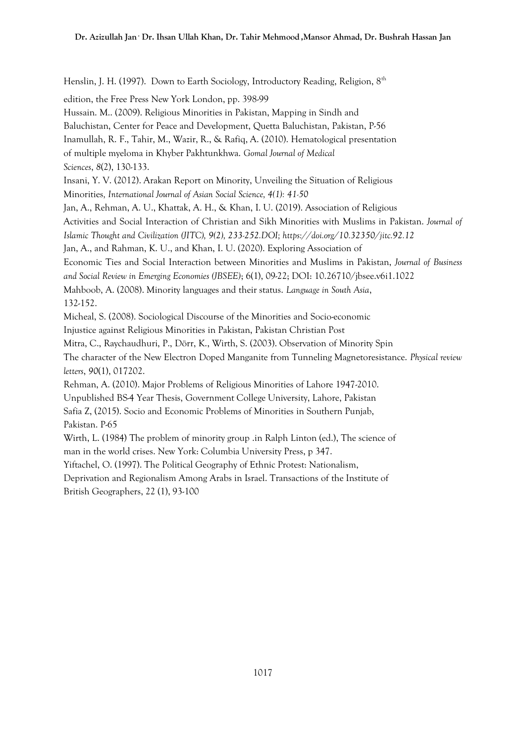Henslin, J. H. (1997). Down to Earth Sociology, Introductory Reading, Religion, 8th edition, the Free Press New York London, pp. 398-99

Hussain. M.. (2009). Religious Minorities in Pakistan, Mapping in Sindh and Baluchistan, Center for Peace and Development, Quetta Baluchistan, Pakistan, P-56

Inamullah, R. F., Tahir, M., Wazir, R., & Rafiq, A. (2010). Hematological presentation of multiple myeloma in Khyber Pakhtunkhwa. *Gomal Journal of Medical Sciences*, *8*(2), 130-133.

Insani, Y. V. (2012). Arakan Report on Minority, Unveiling the Situation of Religious Minorities*, International Journal of Asian Social Science, 4(1): 41-50*

Jan, A., Rehman, A. U., Khattak, A. H., & Khan, I. U. (2019). Association of Religious Activities and Social Interaction of Christian and Sikh Minorities with Muslims in Pakistan. *Journal of Islamic Thought and Civilization (JITC), 9(2), 233-252.DOI; https://doi.org/10.32350/jitc.92.12*

Jan, A., and Rahman, K. U., and Khan, I. U. (2020). Exploring Association of Economic Ties and Social Interaction between Minorities and Muslims in Pakistan, *Journal of Business and Social Review in Emerging Economies (JBSEE)*; 6(1), 09-22; DOI: 10.26710/jbsee.v6i1.1022

Mahboob, A. (2008). Minority languages and their status. *Language in South Asia*, 132-152.

Micheal, S. (2008). Sociological Discourse of the Minorities and Socio-economic Injustice against Religious Minorities in Pakistan, Pakistan Christian Post

Mitra, C., Raychaudhuri, P., Dörr, K., Wirth, S. (2003). Observation of Minority Spin The character of the New Electron Doped Manganite from Tunneling Magnetoresistance. *Physical review letters*, *90*(1), 017202.

Rehman, A. (2010). Major Problems of Religious Minorities of Lahore 1947-2010. Unpublished BS-4 Year Thesis, Government College University, Lahore, Pakistan

Safia Z, (2015). Socio and Economic Problems of Minorities in Southern Punjab, Pakistan. P-65

Wirth, L. (1984) The problem of minority group .in Ralph Linton (ed.), The science of man in the world crises. New York: Columbia University Press, p 347.

Yiftachel, O. (1997). The Political Geography of Ethnic Protest: Nationalism, Deprivation and Regionalism Among Arabs in Israel. Transactions of the Institute of British Geographers, 22 (1), 93-100